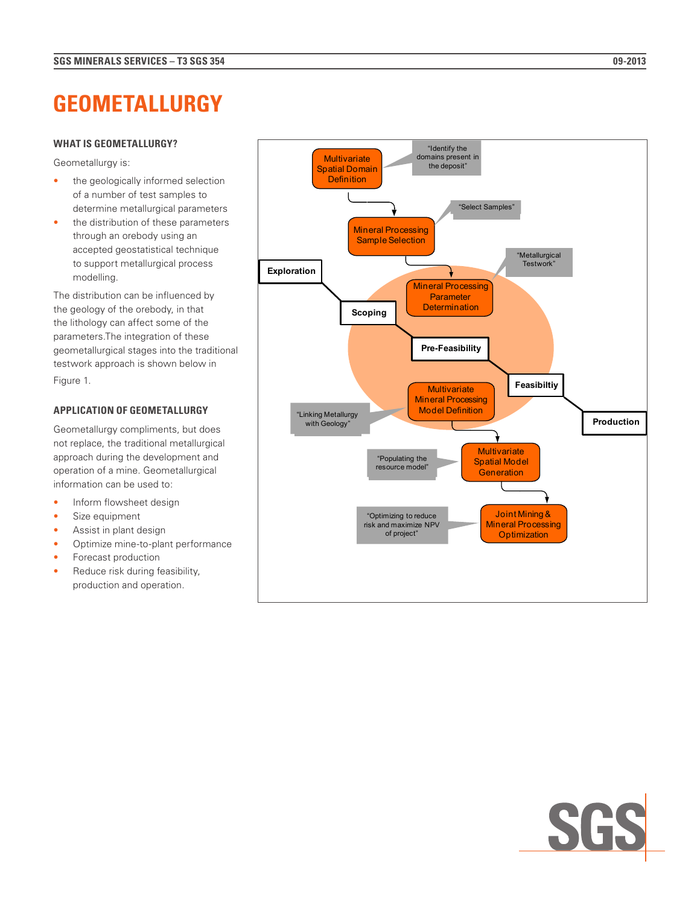# GEOMETALLURGY

## WHAT IS GEOMETALLURGY?

Geometallurgy is:

- the geologically informed selection of a number of test samples to determine metallurgical parameters
- the distribution of these parameters through an orebody using an accepted geostatistical technique to support metallurgical process modelling.

The distribution can be influenced by the geology of the orebody, in that the lithology can affect some of the parameters.The integration of these geometallurgical stages into the traditional testwork approach is shown below in Figure 1.

## APPLICATION OF GEOMETALLURGY

Geometallurgy compliments, but does not replace, the traditional metallurgical approach during the development and operation of a mine. Geometallurgical information can be used to:

- Inform flowsheet design
- Size equipment
- Assist in plant design
- Optimize mine-to-plant performance
- Forecast production
- Reduce risk during feasibility, production and operation.

Multivariate Spatial Domain Definition — "Identify the domains present in the deposit"

Mineral Processing Sample Selection — "Select Samples"

Mineral Processing Parameter Determination — "Metallurgical Testwork"

Exploration → Scoping → Pre-Feasibility → Feasibiltiy → Production

Multivariate Mineral Processing Model Definition — "Linking Metallurgy with Geology"

Multivariate Spatial Model Generation — "Populating the resource model"

Joint Mining & Mineral Processing Optimization — "Optimizing to reduce risk and maximize NPV of project"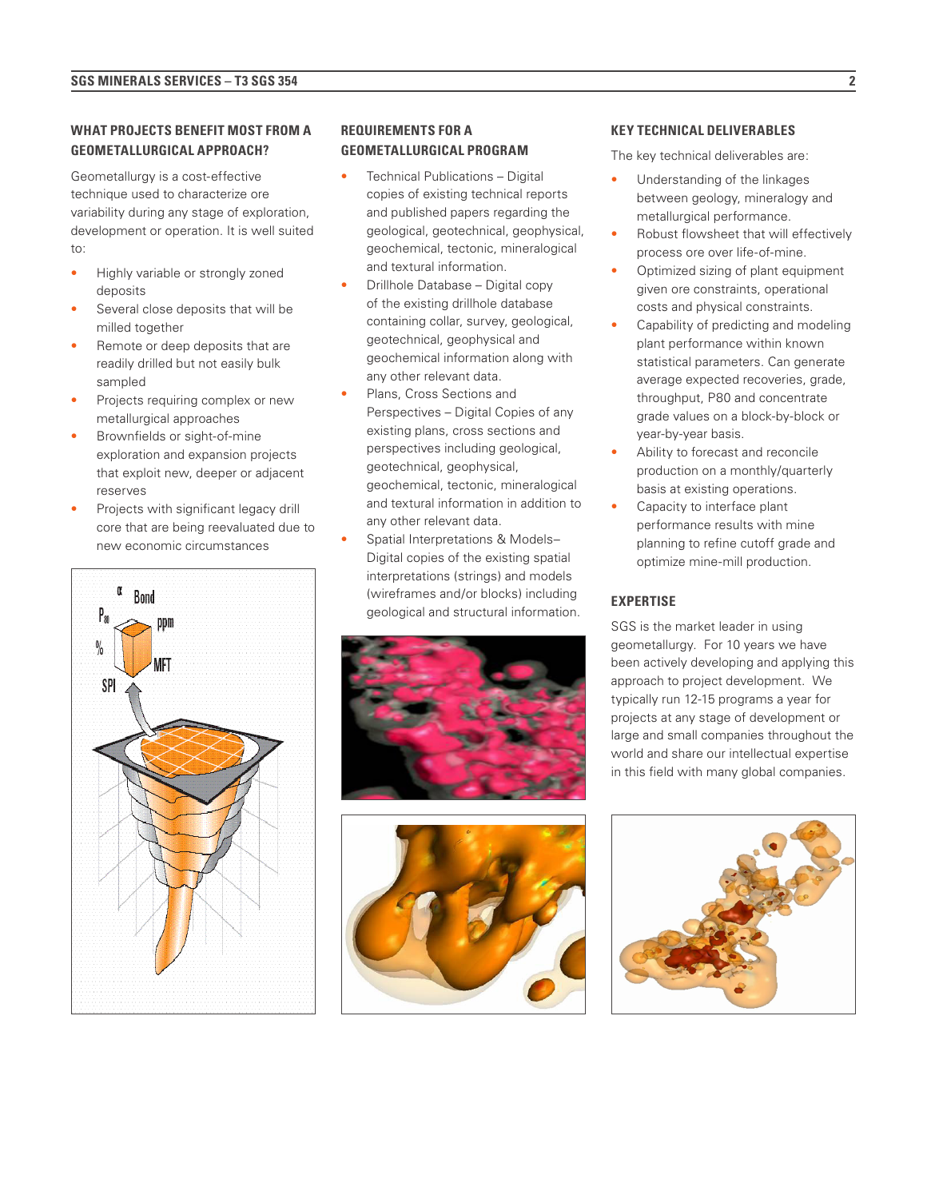## WHAT PROJECTS BENEFIT MOST FROM A GEOMETALLURGICAL APPROACH?

Geometallurgy is a cost-effective technique used to characterize ore variability during any stage of exploration, development or operation. It is well suited to:

- Highly variable or strongly zoned deposits
- Several close deposits that will be milled together
- Remote or deep deposits that are readily drilled but not easily bulk sampled
- Projects requiring complex or new metallurgical approaches
- Brownfields or sight-of-mine exploration and expansion projects that exploit new, deeper or adjacent reserves
- Projects with significant legacy drill core that are being reevaluated due to new economic circumstances

## REQUIREMENTS FOR A GEOMETALLURGICAL PROGRAM

- Technical Publications – Digital copies of existing technical reports and published papers regarding the geological, geotechnical, geophysical, geochemical, tectonic, mineralogical and textural information.
- Drillhole Database – Digital copy of the existing drillhole database containing collar, survey, geological, geotechnical, geophysical and geochemical information along with any other relevant data.
- Plans, Cross Sections and Perspectives – Digital Copies of any existing plans, cross sections and perspectives including geological, geotechnical, geophysical, geochemical, tectonic, mineralogical and textural information in addition to any other relevant data.
- Spatial Interpretations & Models– Digital copies of the existing spatial interpretations (strings) and models (wireframes and/or blocks) including geological and structural information.

## KEY TECHNICAL DELIVERABLES

The key technical deliverables are:

- Understanding of the linkages between geology, mineralogy and metallurgical performance.
- Robust flowsheet that will effectively process ore over life-of-mine.
- Optimized sizing of plant equipment given ore constraints, operational costs and physical constraints.
- Capability of predicting and modeling plant performance within known statistical parameters. Can generate average expected recoveries, grade, throughput, P80 and concentrate grade values on a block-by-block or year-by-year basis.
- Ability to forecast and reconcile production on a monthly/quarterly basis at existing operations.
- Capacity to interface plant performance results with mine planning to refine cutoff grade and optimize mine-mill production.

## EXPERTISE

SGS is the market leader in using geometallurgy. For 10 years we have been actively developing and applying this approach to project development. We typically run 12-15 programs a year for projects at any stage of development or large and small companies throughout the world and share our intellectual expertise in this field with many global companies.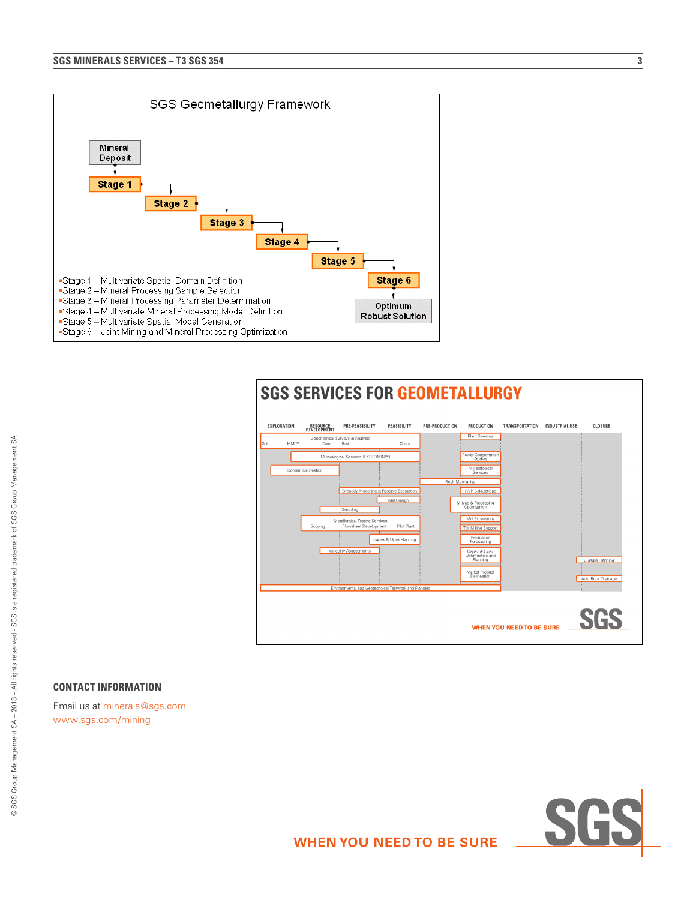SGS Geometallurgy Framework

Mineral Deposit

Stage 1

Stage 2

Stage 3

Stage 4

Stage 5

Stage 6

Optimum Robust Solution

- Stage 1 – Multivariate Spatial Domain Definition
- Stage 2 – Mineral Processing Sample Selection
- Stage 3 – Mineral Processing Parameter Determination
- Stage 4 – Multivariate Mineral Processing Model Definition
- Stage 5 – Multivariate Spatial Model Generation
- Stage 6 – Joint Mining and Mineral Processing Optimization

## SGS SERVICES FOR GEOMETALLURGY

EXPLORATION
RESOURCE DEVELOPMENT
PRE-FEASIBILITY
FEASIBILITY
PRE-PRODUCTION
PRODUCTION
TRANSPORTATION
INDUSTRIAL USE
CLOSURE

Geochemical Surveys & Analysis
Soil
MMI™
Core
Rock
Check
Mineralogical Services (EXPLOMIN™)
Domain Delineation
Orebody Modelling & Reserve Estimation
Mill Design
Sampling
Metallurgical Testing Services
Scoping
Flowsheet Development
Pilot Plant
Capex & Opex Planning
Variability Assessments
Rock Mechanics
Plant Services
Power Consumption Studies
Mineralogical Services
NVP Calculations
Mining & Processing Optimization
Mill Expansions
Toll Milling Support
Production Forecasting
Capex & Opex Optimization and Planning
Market Product Delineation
Closure Planning
Acid Rock Drainage
Environmental and Geotechnical Testwork and Planning

WHEN YOU NEED TO BE SURE

SGS

## CONTACT INFORMATION

Email us at minerals@sgs.com

www.sgs.com/mining

© SGS Group Management SA – 2013 – All rights reserved - SGS is a registered trademark of SGS Group Management SA

WHEN YOU NEED TO BE SURE

SGS